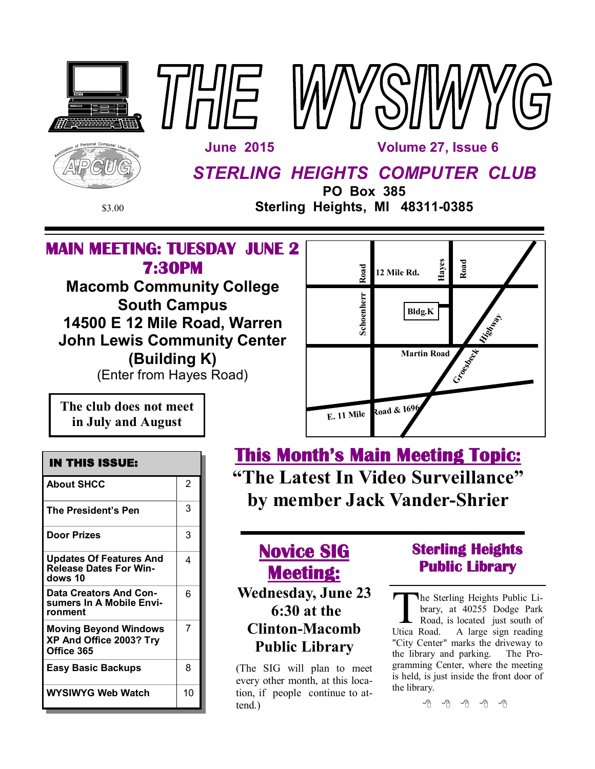# THE WYSIWYG

**June 2015** — **Volume 27, Issue 6**

## *STERLING HEIGHTS COMPUTER CLUB*

**PO Box 385**
**Sterling Heights, MI 48311-0385**

$3.00

## MAIN MEETING: TUESDAY JUNE 2 7:30PM

**Macomb Community College**
**South Campus**
**14500 E 12 Mile Road, Warren**
**John Lewis Community Center**
**(Building K)**
(Enter from Hayes Road)

Schoenherr Road
12 Mile Rd.
Hayes Road
Bldg.K
Groesbeck Highway
Martin Road
E. 11 Mile Road & 1696

**The club does not meet in July and August**

| IN THIS ISSUE: | |
|---|---|
| About SHCC | 2 |
| The President's Pen | 3 |
| Door Prizes | 3 |
| Updates Of Features And Release Dates For Windows 10 | 4 |
| Data Creators And Consumers In A Mobile Environment | 6 |
| Moving Beyond Windows XP And Office 2003? Try Office 365 | 7 |
| Easy Basic Backups | 8 |
| WYSIWYG Web Watch | 10 |

## This Month's Main Meeting Topic:

**"The Latest In Video Surveillance" by member Jack Vander-Shrier**

## Novice SIG Meeting:

**Wednesday, June 23**
**6:30 at the**
**Clinton-Macomb Public Library**

(The SIG will plan to meet every other month, at this location, if people continue to attend.)

## Sterling Heights Public Library

The Sterling Heights Public Library, at 40255 Dodge Park Road, is located just south of Utica Road. A large sign reading "City Center" marks the driveway to the library and parking. The Programming Center, where the meeting is held, is just inside the front door of the library.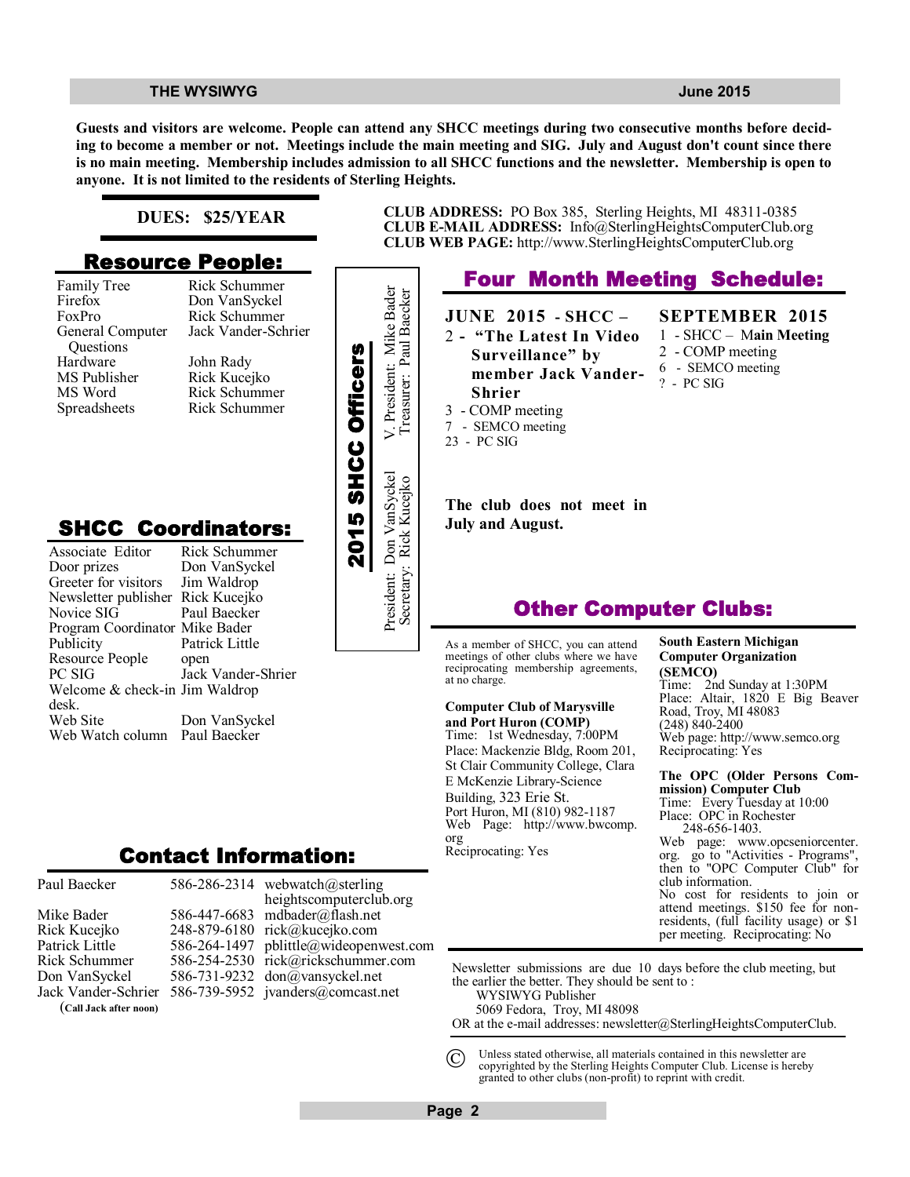**Guests and visitors are welcome. People can attend any SHCC meetings during two consecutive months before deciding to become a member or not. Meetings include the main meeting and SIG. July and August don't count since there is no main meeting. Membership includes admission to all SHCC functions and the newsletter. Membership is open to anyone. It is not limited to the residents of Sterling Heights.**

**DUES: $25/YEAR**

**CLUB ADDRESS:** PO Box 385, Sterling Heights, MI 48311-0385
**CLUB E-MAIL ADDRESS:** Info@SterlingHeightsComputerClub.org
**CLUB WEB PAGE:** http://www.SterlingHeightsComputerClub.org

## Resource People:

| | |
|---|---|
| Family Tree | Rick Schummer |
| Firefox | Don VanSyckel |
| FoxPro | Rick Schummer |
| General Computer Questions | Jack Vander-Schrier |
| Hardware | John Rady |
| MS Publisher | Rick Kucejko |
| MS Word | Rick Schummer |
| Spreadsheets | Rick Schummer |

## 2015 SHCC Officers

President: Don VanSyckel
V. President: Mike Bader
Secretary: Rick Kucejko
Treasurer: Paul Baecker

## SHCC Coordinators:

| | |
|---|---|
| Associate Editor | Rick Schummer |
| Door prizes | Don VanSyckel |
| Greeter for visitors | Jim Waldrop |
| Newsletter publisher | Rick Kucejko |
| Novice SIG | Paul Baecker |
| Program Coordinator | Mike Bader |
| Publicity | Patrick Little |
| Resource People | open |
| PC SIG | Jack Vander-Shrier |
| Welcome & check-in desk. | Jim Waldrop |
| Web Site | Don VanSyckel |
| Web Watch column | Paul Baecker |

## Four Month Meeting Schedule:

**JUNE 2015 - SHCC –**
2 - **"The Latest In Video Surveillance" by member Jack Vander-Shrier**
3 - COMP meeting
7 - SEMCO meeting
23 - PC SIG

**SEPTEMBER 2015**
1 - SHCC – **Main Meeting**
2 - COMP meeting
6 - SEMCO meeting
? - PC SIG

**The club does not meet in July and August.**

## Other Computer Clubs:

As a member of SHCC, you can attend meetings of other clubs where we have reciprocating membership agreements, at no charge.

**Computer Club of Marysville and Port Huron (COMP)**
Time: 1st Wednesday, 7:00PM
Place: Mackenzie Bldg, Room 201, St Clair Community College, Clara E McKenzie Library-Science Building, 323 Erie St.
Port Huron, MI (810) 982-1187
Web Page: http://www.bwcomp.org
Reciprocating: Yes

**South Eastern Michigan Computer Organization (SEMCO)**
Time: 2nd Sunday at 1:30PM
Place: Altair, 1820 E Big Beaver Road, Troy, MI 48083
(248) 840-2400
Web page: http://www.semco.org
Reciprocating: Yes

**The OPC (Older Persons Commission) Computer Club**
Time: Every Tuesday at 10:00
Place: OPC in Rochester
248-656-1403.
Web page: www.opcseniorcenter.org. go to "Activities - Programs", then to "OPC Computer Club" for club information.
No cost for residents to join or attend meetings. $150 fee for non-residents, (full facility usage) or $1 per meeting. Reciprocating: No

## Contact Information:

| | | |
|---|---|---|
| Paul Baecker | 586-286-2314 | webwatch@sterlingheightscomputerclub.org |
| Mike Bader | 586-447-6683 | mdbader@flash.net |
| Rick Kucejko | 248-879-6180 | rick@kucejko.com |
| Patrick Little | 586-264-1497 | pblittle@wideopenwest.com |
| Rick Schummer | 586-254-2530 | rick@rickschummer.com |
| Don VanSyckel | 586-731-9232 | don@vansyckel.net |
| Jack Vander-Schrier | 586-739-5952 | jvanders@comcast.net |

(**Call Jack after noon**)

Newsletter submissions are due 10 days before the club meeting, but the earlier the better. They should be sent to :
WYSIWYG Publisher
5069 Fedora, Troy, MI 48098
OR at the e-mail addresses: newsletter@SterlingHeightsComputerClub.

© Unless stated otherwise, all materials contained in this newsletter are copyrighted by the Sterling Heights Computer Club. License is hereby granted to other clubs (non-profit) to reprint with credit.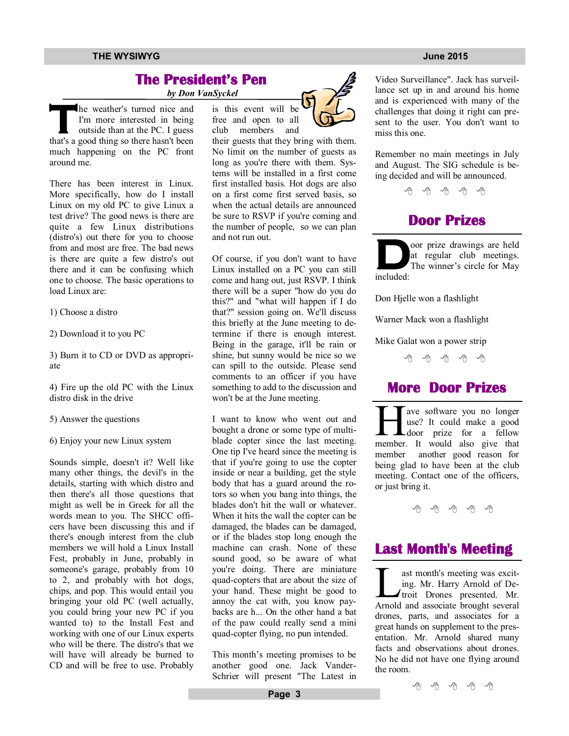## The President's Pen

*by Don VanSyckel*

The weather's turned nice and I'm more interested in being outside than at the PC. I guess that's a good thing so there hasn't been much happening on the PC front around me.

There has been interest in Linux. More specifically, how do I install Linux on my old PC to give Linux a test drive? The good news is there are quite a few Linux distributions (distro's) out there for you to choose from and most are free. The bad news is there are quite a few distro's out there and it can be confusing which one to choose. The basic operations to load Linux are:

1) Choose a distro

2) Download it to you PC

3) Burn it to CD or DVD as appropriate

4) Fire up the old PC with the Linux distro disk in the drive

5) Answer the questions

6) Enjoy your new Linux system

Sounds simple, doesn't it? Well like many other things, the devil's in the details, starting with which distro and then there's all those questions that might as well be in Greek for all the words mean to you. The SHCC officers have been discussing this and if there's enough interest from the club members we will hold a Linux Install Fest, probably in June, probably in someone's garage, probably from 10 to 2, and probably with hot dogs, chips, and pop. This would entail you bringing your old PC (well actually, you could bring your new PC if you wanted to) to the Install Fest and working with one of our Linux experts who will be there. The distro's that we will have will already be burned to CD and will be free to use. Probably is this event will be free and open to all club members and their guests that they bring with them. No limit on the number of guests as long as you're there with them. Systems will be installed in a first come first installed basis. Hot dogs are also on a first come first served basis, so when the actual details are announced be sure to RSVP if you're coming and the number of people, so we can plan and not run out.

Of course, if you don't want to have Linux installed on a PC you can still come and hang out, just RSVP. I think there will be a super "how do you do this?" and "what will happen if I do that?" session going on. We'll discuss this briefly at the June meeting to determine if there is enough interest. Being in the garage, it'll be rain or shine, but sunny would be nice so we can spill to the outside. Please send comments to an officer if you have something to add to the discussion and won't be at the June meeting.

I want to know who went out and bought a drone or some type of multi-blade copter since the last meeting. One tip I've heard since the meeting is that if you're going to use the copter inside or near a building, get the style body that has a guard around the rotors so when you bang into things, the blades don't hit the wall or whatever. When it hits the wall the copter can be damaged, the blades can be damaged, or if the blades stop long enough the machine can crash. None of these sound good, so be aware of what you're doing. There are miniature quad-copters that are about the size of your hand. These might be good to annoy the cat with, you know paybacks are h... On the other hand a bat of the paw could really send a mini quad-copter flying, no pun intended.

This month's meeting promises to be another good one. Jack VanderSchrier will present "The Latest in Video Surveillance". Jack has surveillance set up in and around his home and is experienced with many of the challenges that doing it right can present to the user. You don't want to miss this one.

Remember no main meetings in July and August. The SIG schedule is being decided and will be announced.

## Door Prizes

Door prize drawings are held at regular club meetings. The winner's circle for May included:

Don Hjelle won a flashlight

Warner Mack won a flashlight

Mike Galat won a power strip

## More Door Prizes

Have software you no longer use? It could make a good door prize for a fellow member. It would also give that member another good reason for being glad to have been at the club meeting. Contact one of the officers, or just bring it.

## Last Month's Meeting

Last month's meeting was exciting. Mr. Harry Arnold of Detroit Drones presented. Mr. Arnold and associate brought several drones, parts, and associates for a great hands on supplement to the presentation. Mr. Arnold shared many facts and observations about drones. No he did not have one flying around the room.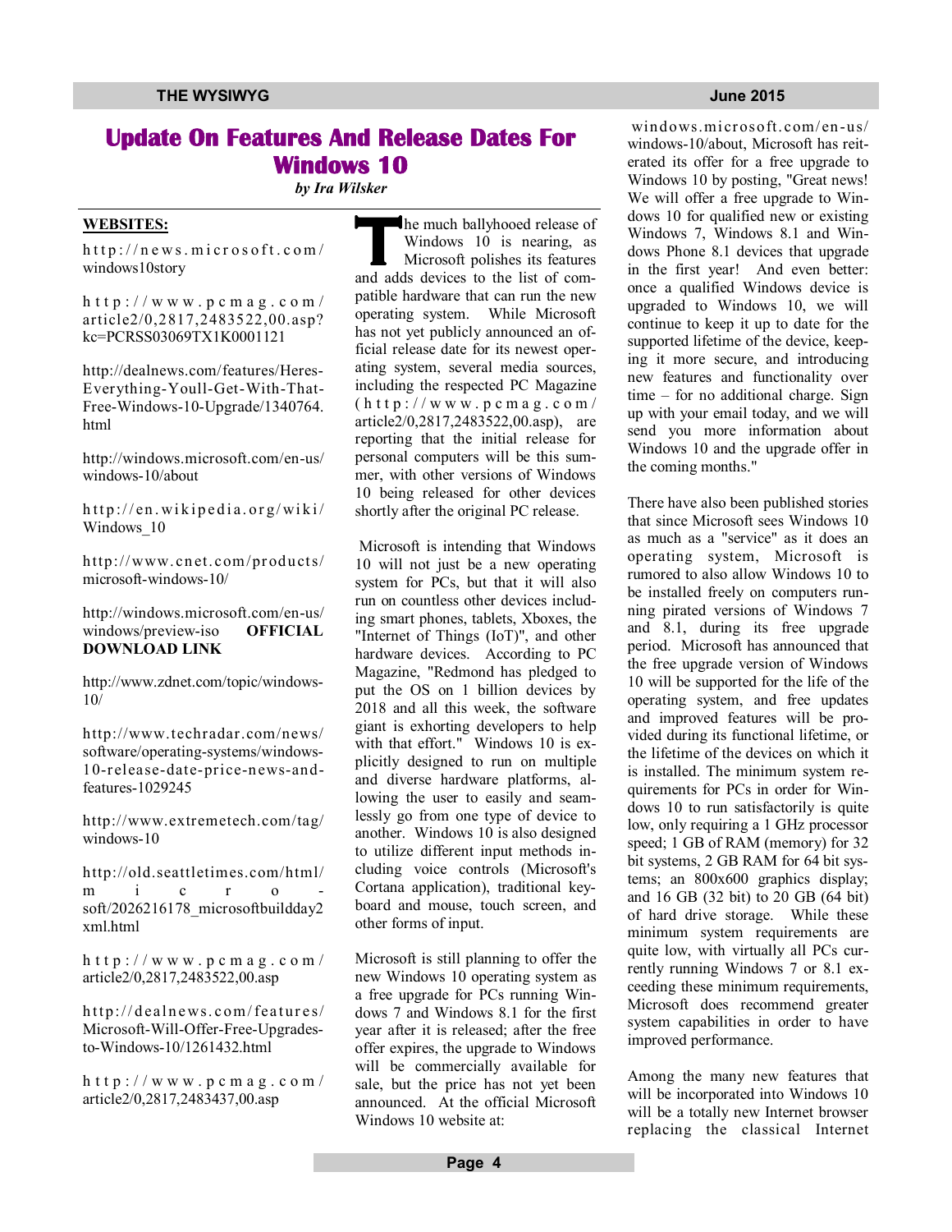# Update On Features And Release Dates For Windows 10

*by Ira Wilsker*

**WEBSITES:**

http://news.microsoft.com/windows10story

http://www.pcmag.com/article2/0,2817,2483522,00.asp?kc=PCRSS03069TX1K0001121

http://dealnews.com/features/Heres-Everything-Youll-Get-With-That-Free-Windows-10-Upgrade/1340764.html

http://windows.microsoft.com/en-us/windows-10/about

http://en.wikipedia.org/wiki/Windows_10

http://www.cnet.com/products/microsoft-windows-10/

http://windows.microsoft.com/en-us/windows/preview-iso **OFFICIAL DOWNLOAD LINK**

http://www.zdnet.com/topic/windows-10/

http://www.techradar.com/news/software/operating-systems/windows-10-release-date-price-news-and-features-1029245

http://www.extremetech.com/tag/windows-10

http://old.seattletimes.com/html/microsoft/2026216178_microsoftbuildday2xml.html

http://www.pcmag.com/article2/0,2817,2483522,00.asp

http://dealnews.com/features/Microsoft-Will-Offer-Free-Upgrades-to-Windows-10/1261432.html

http://www.pcmag.com/article2/0,2817,2483437,00.asp

The much ballyhooed release of Windows 10 is nearing, as Microsoft polishes its features and adds devices to the list of compatible hardware that can run the new operating system. While Microsoft has not yet publicly announced an official release date for its newest operating system, several media sources, including the respected PC Magazine (http://www.pcmag.com/article2/0,2817,2483522,00.asp), are reporting that the initial release for personal computers will be this summer, with other versions of Windows 10 being released for other devices shortly after the original PC release.

Microsoft is intending that Windows 10 will not just be a new operating system for PCs, but that it will also run on countless other devices including smart phones, tablets, Xboxes, the "Internet of Things (IoT)", and other hardware devices. According to PC Magazine, "Redmond has pledged to put the OS on 1 billion devices by 2018 and all this week, the software giant is exhorting developers to help with that effort." Windows 10 is explicitly designed to run on multiple and diverse hardware platforms, allowing the user to easily and seamlessly go from one type of device to another. Windows 10 is also designed to utilize different input methods including voice controls (Microsoft's Cortana application), traditional keyboard and mouse, touch screen, and other forms of input.

Microsoft is still planning to offer the new Windows 10 operating system as a free upgrade for PCs running Windows 7 and Windows 8.1 for the first year after it is released; after the free offer expires, the upgrade to Windows will be commercially available for sale, but the price has not yet been announced. At the official Microsoft Windows 10 website at: windows.microsoft.com/en-us/windows-10/about, Microsoft has reiterated its offer for a free upgrade to Windows 10 by posting, "Great news! We will offer a free upgrade to Windows 10 for qualified new or existing Windows 7, Windows 8.1 and Windows Phone 8.1 devices that upgrade in the first year! And even better: once a qualified Windows device is upgraded to Windows 10, we will continue to keep it up to date for the supported lifetime of the device, keeping it more secure, and introducing new features and functionality over time – for no additional charge. Sign up with your email today, and we will send you more information about Windows 10 and the upgrade offer in the coming months."

There have also been published stories that since Microsoft sees Windows 10 as much as a "service" as it does an operating system, Microsoft is rumored to also allow Windows 10 to be installed freely on computers running pirated versions of Windows 7 and 8.1, during its free upgrade period. Microsoft has announced that the free upgrade version of Windows 10 will be supported for the life of the operating system, and free updates and improved features will be provided during its functional lifetime, or the lifetime of the devices on which it is installed. The minimum system requirements for PCs in order for Windows 10 to run satisfactorily is quite low, only requiring a 1 GHz processor speed; 1 GB of RAM (memory) for 32 bit systems, 2 GB RAM for 64 bit systems; an 800x600 graphics display; and 16 GB (32 bit) to 20 GB (64 bit) of hard drive storage. While these minimum system requirements are quite low, with virtually all PCs currently running Windows 7 or 8.1 exceeding these minimum requirements, Microsoft does recommend greater system capabilities in order to have improved performance.

Among the many new features that will be incorporated into Windows 10 will be a totally new Internet browser replacing the classical Internet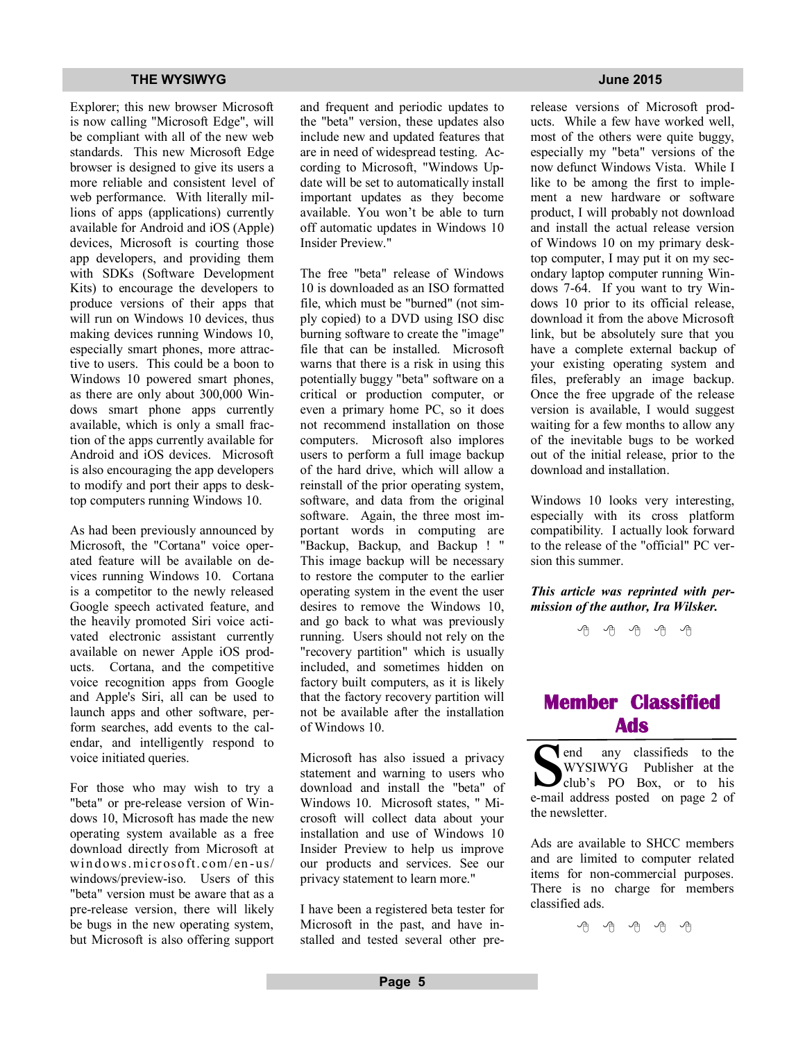Explorer; this new browser Microsoft is now calling "Microsoft Edge", will be compliant with all of the new web standards. This new Microsoft Edge browser is designed to give its users a more reliable and consistent level of web performance. With literally millions of apps (applications) currently available for Android and iOS (Apple) devices, Microsoft is courting those app developers, and providing them with SDKs (Software Development Kits) to encourage the developers to produce versions of their apps that will run on Windows 10 devices, thus making devices running Windows 10, especially smart phones, more attractive to users. This could be a boon to Windows 10 powered smart phones, as there are only about 300,000 Windows smart phone apps currently available, which is only a small fraction of the apps currently available for Android and iOS devices. Microsoft is also encouraging the app developers to modify and port their apps to desktop computers running Windows 10.

As had been previously announced by Microsoft, the "Cortana" voice operated feature will be available on devices running Windows 10. Cortana is a competitor to the newly released Google speech activated feature, and the heavily promoted Siri voice activated electronic assistant currently available on newer Apple iOS products. Cortana, and the competitive voice recognition apps from Google and Apple's Siri, all can be used to launch apps and other software, perform searches, add events to the calendar, and intelligently respond to voice initiated queries.

For those who may wish to try a "beta" or pre-release version of Windows 10, Microsoft has made the new operating system available as a free download directly from Microsoft at windows.microsoft.com/en-us/windows/preview-iso. Users of this "beta" version must be aware that as a pre-release version, there will likely be bugs in the new operating system, but Microsoft is also offering support and frequent and periodic updates to the "beta" version, these updates also include new and updated features that are in need of widespread testing. According to Microsoft, "Windows Update will be set to automatically install important updates as they become available. You won't be able to turn off automatic updates in Windows 10 Insider Preview."

The free "beta" release of Windows 10 is downloaded as an ISO formatted file, which must be "burned" (not simply copied) to a DVD using ISO disc burning software to create the "image" file that can be installed. Microsoft warns that there is a risk in using this potentially buggy "beta" software on a critical or production computer, or even a primary home PC, so it does not recommend installation on those computers. Microsoft also implores users to perform a full image backup of the hard drive, which will allow a reinstall of the prior operating system, software, and data from the original software. Again, the three most important words in computing are "Backup, Backup, and Backup ! " This image backup will be necessary to restore the computer to the earlier operating system in the event the user desires to remove the Windows 10, and go back to what was previously running. Users should not rely on the "recovery partition" which is usually included, and sometimes hidden on factory built computers, as it is likely that the factory recovery partition will not be available after the installation of Windows 10.

Microsoft has also issued a privacy statement and warning to users who download and install the "beta" of Windows 10. Microsoft states, " Microsoft will collect data about your installation and use of Windows 10 Insider Preview to help us improve our products and services. See our privacy statement to learn more."

I have been a registered beta tester for Microsoft in the past, and have installed and tested several other pre-release versions of Microsoft products. While a few have worked well, most of the others were quite buggy, especially my "beta" versions of the now defunct Windows Vista. While I like to be among the first to implement a new hardware or software product, I will probably not download and install the actual release version of Windows 10 on my primary desktop computer, I may put it on my secondary laptop computer running Windows 7-64. If you want to try Windows 10 prior to its official release, download it from the above Microsoft link, but be absolutely sure that you have a complete external backup of your existing operating system and files, preferably an image backup. Once the free upgrade of the release version is available, I would suggest waiting for a few months to allow any of the inevitable bugs to be worked out of the initial release, prior to the download and installation.

Windows 10 looks very interesting, especially with its cross platform compatibility. I actually look forward to the release of the "official" PC version this summer.

***This article was reprinted with permission of the author, Ira Wilsker.***

## Member Classified Ads

Send any classifieds to the WYSIWYG Publisher at the club's PO Box, or to his e-mail address posted on page 2 of the newsletter.

Ads are available to SHCC members and are limited to computer related items for non-commercial purposes. There is no charge for members classified ads.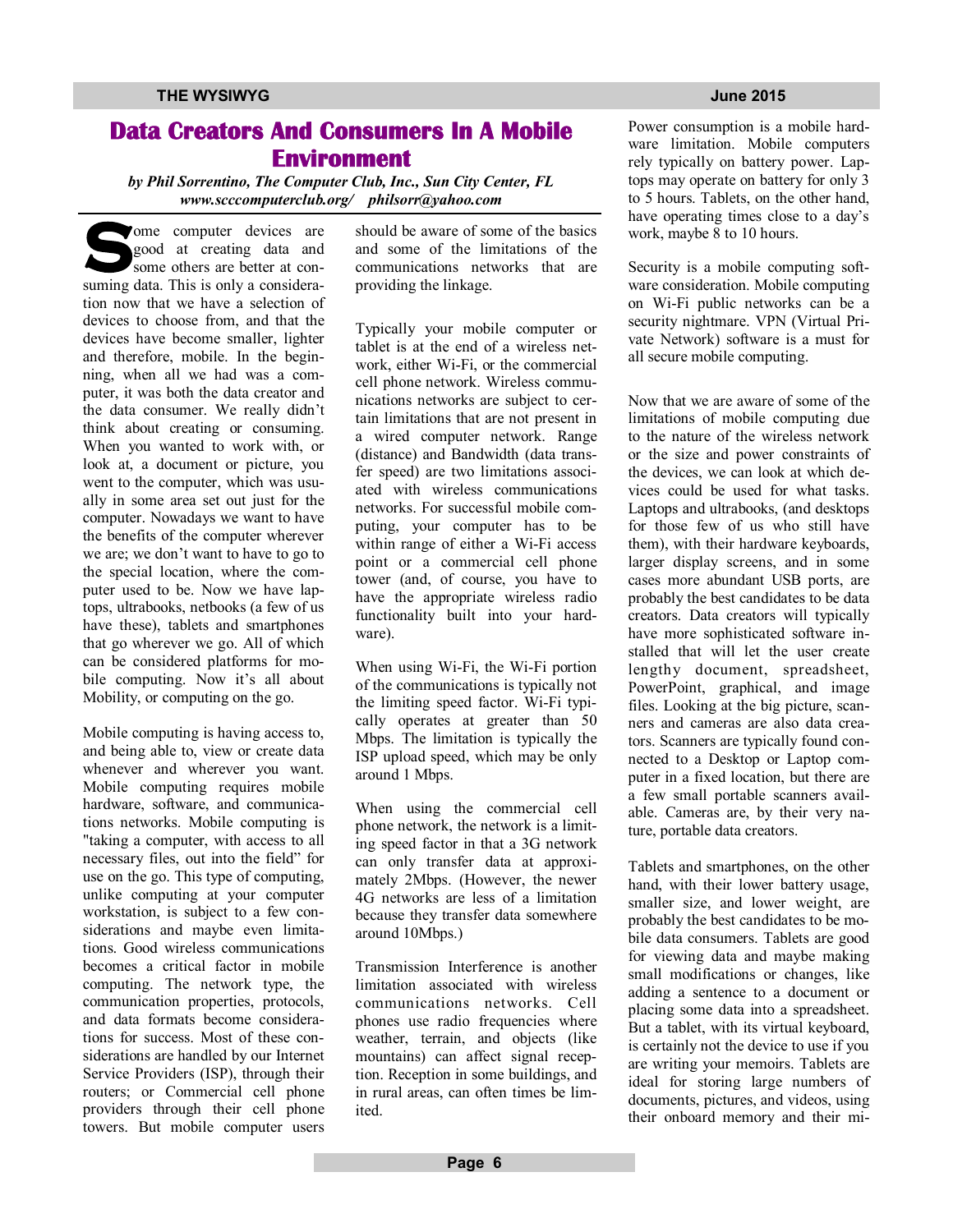# Data Creators And Consumers In A Mobile Environment

*by Phil Sorrentino, The Computer Club, Inc., Sun City Center, FL*
*www.scccomputerclub.org/ philsorr@yahoo.com*

Some computer devices are good at creating data and some others are better at consuming data. This is only a consideration now that we have a selection of devices to choose from, and that the devices have become smaller, lighter and therefore, mobile. In the beginning, when all we had was a computer, it was both the data creator and the data consumer. We really didn't think about creating or consuming. When you wanted to work with, or look at, a document or picture, you went to the computer, which was usually in some area set out just for the computer. Nowadays we want to have the benefits of the computer wherever we are; we don't want to have to go to the special location, where the computer used to be. Now we have laptops, ultrabooks, netbooks (a few of us have these), tablets and smartphones that go wherever we go. All of which can be considered platforms for mobile computing. Now it's all about Mobility, or computing on the go.

Mobile computing is having access to, and being able to, view or create data whenever and wherever you want. Mobile computing requires mobile hardware, software, and communications networks. Mobile computing is "taking a computer, with access to all necessary files, out into the field" for use on the go. This type of computing, unlike computing at your computer workstation, is subject to a few considerations and maybe even limitations. Good wireless communications becomes a critical factor in mobile computing. The network type, the communication properties, protocols, and data formats become considerations for success. Most of these considerations are handled by our Internet Service Providers (ISP), through their routers; or Commercial cell phone providers through their cell phone towers. But mobile computer users should be aware of some of the basics and some of the limitations of the communications networks that are providing the linkage.

Typically your mobile computer or tablet is at the end of a wireless network, either Wi-Fi, or the commercial cell phone network. Wireless communications networks are subject to certain limitations that are not present in a wired computer network. Range (distance) and Bandwidth (data transfer speed) are two limitations associated with wireless communications networks. For successful mobile computing, your computer has to be within range of either a Wi-Fi access point or a commercial cell phone tower (and, of course, you have to have the appropriate wireless radio functionality built into your hardware).

When using Wi-Fi, the Wi-Fi portion of the communications is typically not the limiting speed factor. Wi-Fi typically operates at greater than 50 Mbps. The limitation is typically the ISP upload speed, which may be only around 1 Mbps.

When using the commercial cell phone network, the network is a limiting speed factor in that a 3G network can only transfer data at approximately 2Mbps. (However, the newer 4G networks are less of a limitation because they transfer data somewhere around 10Mbps.)

Transmission Interference is another limitation associated with wireless communications networks. Cell phones use radio frequencies where weather, terrain, and objects (like mountains) can affect signal reception. Reception in some buildings, and in rural areas, can often times be limited.

Power consumption is a mobile hardware limitation. Mobile computers rely typically on battery power. Laptops may operate on battery for only 3 to 5 hours. Tablets, on the other hand, have operating times close to a day's work, maybe 8 to 10 hours.

Security is a mobile computing software consideration. Mobile computing on Wi-Fi public networks can be a security nightmare. VPN (Virtual Private Network) software is a must for all secure mobile computing.

Now that we are aware of some of the limitations of mobile computing due to the nature of the wireless network or the size and power constraints of the devices, we can look at which devices could be used for what tasks. Laptops and ultrabooks, (and desktops for those few of us who still have them), with their hardware keyboards, larger display screens, and in some cases more abundant USB ports, are probably the best candidates to be data creators. Data creators will typically have more sophisticated software installed that will let the user create lengthy document, spreadsheet, PowerPoint, graphical, and image files. Looking at the big picture, scanners and cameras are also data creators. Scanners are typically found connected to a Desktop or Laptop computer in a fixed location, but there are a few small portable scanners available. Cameras are, by their very nature, portable data creators.

Tablets and smartphones, on the other hand, with their lower battery usage, smaller size, and lower weight, are probably the best candidates to be mobile data consumers. Tablets are good for viewing data and maybe making small modifications or changes, like adding a sentence to a document or placing some data into a spreadsheet. But a tablet, with its virtual keyboard, is certainly not the device to use if you are writing your memoirs. Tablets are ideal for storing large numbers of documents, pictures, and videos, using their onboard memory and their mi-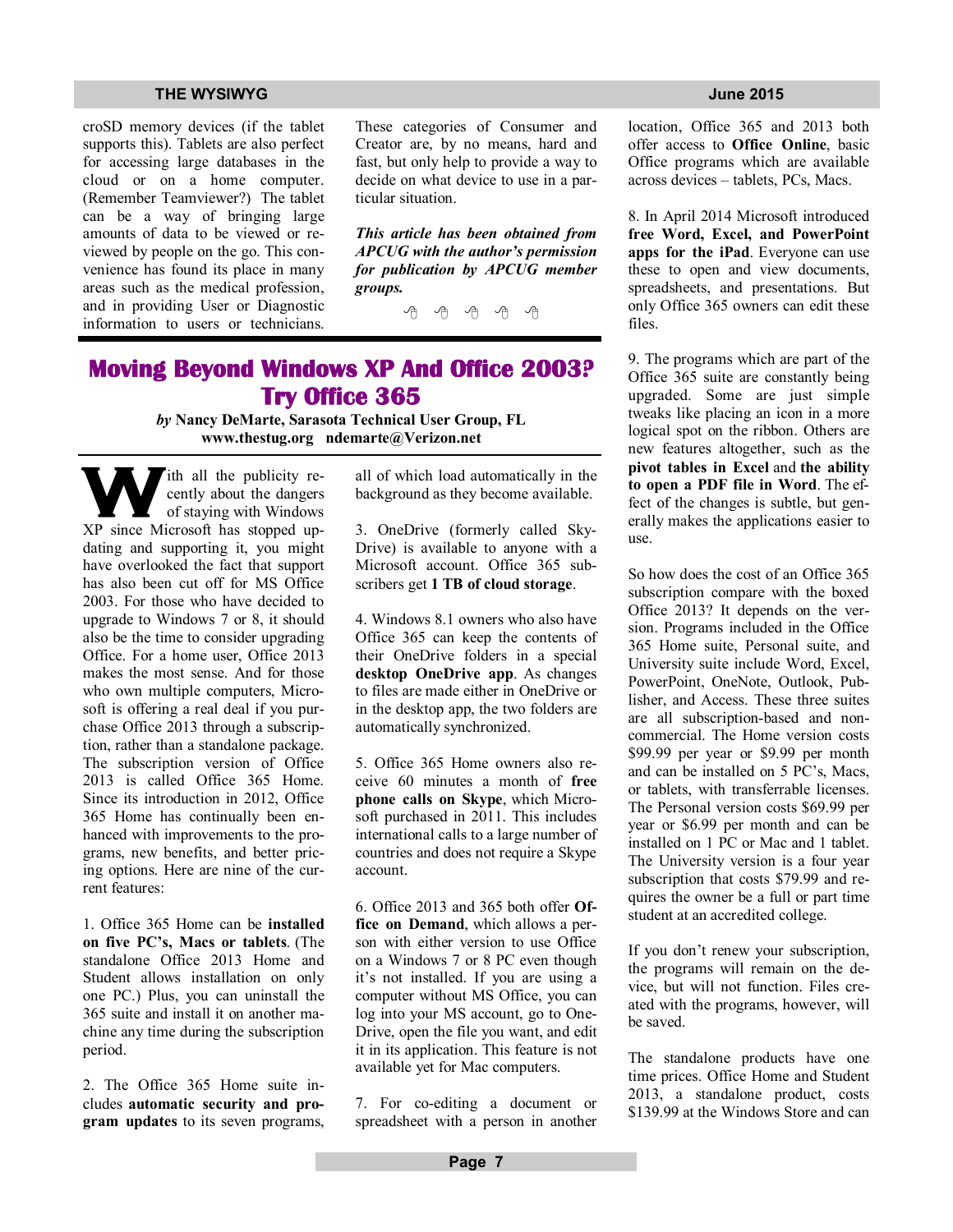croSD memory devices (if the tablet supports this). Tablets are also perfect for accessing large databases in the cloud or on a home computer. (Remember Teamviewer?) The tablet can be a way of bringing large amounts of data to be viewed or reviewed by people on the go. This convenience has found its place in many areas such as the medical profession, and in providing User or Diagnostic information to users or technicians. These categories of Consumer and Creator are, by no means, hard and fast, but only help to provide a way to decide on what device to use in a particular situation.

***This article has been obtained from APCUG with the author's permission for publication by APCUG member groups.***

# Moving Beyond Windows XP And Office 2003? Try Office 365

*by* **Nancy DeMarte, Sarasota Technical User Group, FL**
**www.thestug.org ndemarte@Verizon.net**

With all the publicity recently about the dangers of staying with Windows XP since Microsoft has stopped updating and supporting it, you might have overlooked the fact that support has also been cut off for MS Office 2003. For those who have decided to upgrade to Windows 7 or 8, it should also be the time to consider upgrading Office. For a home user, Office 2013 makes the most sense. And for those who own multiple computers, Microsoft is offering a real deal if you purchase Office 2013 through a subscription, rather than a standalone package. The subscription version of Office 2013 is called Office 365 Home. Since its introduction in 2012, Office 365 Home has continually been enhanced with improvements to the programs, new benefits, and better pricing options. Here are nine of the current features:

1. Office 365 Home can be **installed on five PC's, Macs or tablets**. (The standalone Office 2013 Home and Student allows installation on only one PC.) Plus, you can uninstall the 365 suite and install it on another machine any time during the subscription period.

2. The Office 365 Home suite includes **automatic security and program updates** to its seven programs, all of which load automatically in the background as they become available.

3. OneDrive (formerly called SkyDrive) is available to anyone with a Microsoft account. Office 365 subscribers get **1 TB of cloud storage**.

4. Windows 8.1 owners who also have Office 365 can keep the contents of their OneDrive folders in a special **desktop OneDrive app**. As changes to files are made either in OneDrive or in the desktop app, the two folders are automatically synchronized.

5. Office 365 Home owners also receive 60 minutes a month of **free phone calls on Skype**, which Microsoft purchased in 2011. This includes international calls to a large number of countries and does not require a Skype account.

6. Office 2013 and 365 both offer **Office on Demand**, which allows a person with either version to use Office on a Windows 7 or 8 PC even though it's not installed. If you are using a computer without MS Office, you can log into your MS account, go to OneDrive, open the file you want, and edit it in its application. This feature is not available yet for Mac computers.

7. For co-editing a document or spreadsheet with a person in another location, Office 365 and 2013 both offer access to **Office Online**, basic Office programs which are available across devices – tablets, PCs, Macs.

8. In April 2014 Microsoft introduced **free Word, Excel, and PowerPoint apps for the iPad**. Everyone can use these to open and view documents, spreadsheets, and presentations. But only Office 365 owners can edit these files.

9. The programs which are part of the Office 365 suite are constantly being upgraded. Some are just simple tweaks like placing an icon in a more logical spot on the ribbon. Others are new features altogether, such as the **pivot tables in Excel** and **the ability to open a PDF file in Word**. The effect of the changes is subtle, but generally makes the applications easier to use.

So how does the cost of an Office 365 subscription compare with the boxed Office 2013? It depends on the version. Programs included in the Office 365 Home suite, Personal suite, and University suite include Word, Excel, PowerPoint, OneNote, Outlook, Publisher, and Access. These three suites are all subscription-based and noncommercial. The Home version costs \$99.99 per year or \$9.99 per month and can be installed on 5 PC's, Macs, or tablets, with transferrable licenses. The Personal version costs \$69.99 per year or \$6.99 per month and can be installed on 1 PC or Mac and 1 tablet. The University version is a four year subscription that costs \$79.99 and requires the owner be a full or part time student at an accredited college.

If you don't renew your subscription, the programs will remain on the device, but will not function. Files created with the programs, however, will be saved.

The standalone products have one time prices. Office Home and Student 2013, a standalone product, costs \$139.99 at the Windows Store and can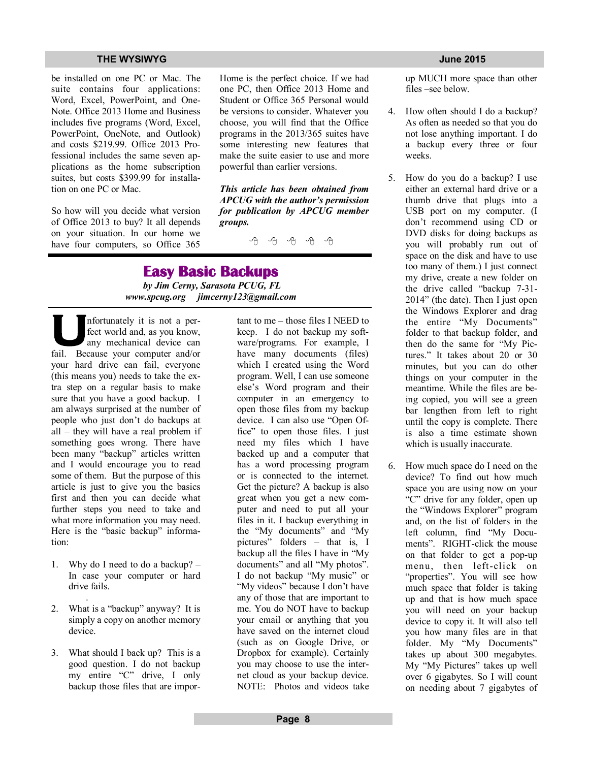be installed on one PC or Mac. The suite contains four applications: Word, Excel, PowerPoint, and OneNote. Office 2013 Home and Business includes five programs (Word, Excel, PowerPoint, OneNote, and Outlook) and costs $219.99. Office 2013 Professional includes the same seven applications as the home subscription suites, but costs $399.99 for installation on one PC or Mac.

So how will you decide what version of Office 2013 to buy? It all depends on your situation. In our home we have four computers, so Office 365 Home is the perfect choice. If we had one PC, then Office 2013 Home and Student or Office 365 Personal would be versions to consider. Whatever you choose, you will find that the Office programs in the 2013/365 suites have some interesting new features that make the suite easier to use and more powerful than earlier versions.

***This article has been obtained from APCUG with the author's permission for publication by APCUG member groups.***

## Easy Basic Backups

*by Jim Cerny, Sarasota PCUG, FL*
*www.spcug.org jimcerny123@gmail.com*

Unfortunately it is not a perfect world and, as you know, any mechanical device can fail. Because your computer and/or your hard drive can fail, everyone (this means you) needs to take the extra step on a regular basis to make sure that you have a good backup. I am always surprised at the number of people who just don't do backups at all – they will have a real problem if something goes wrong. There have been many "backup" articles written and I would encourage you to read some of them. But the purpose of this article is just to give you the basics first and then you can decide what further steps you need to take and what more information you may need. Here is the "basic backup" information:

1. Why do I need to do a backup? – In case your computer or hard drive fails.

2. What is a "backup" anyway? It is simply a copy on another memory device.

3. What should I back up? This is a good question. I do not backup my entire "C" drive, I only backup those files that are important to me – those files I NEED to keep. I do not backup my software/programs. For example, I have many documents (files) which I created using the Word program. Well, I can use someone else's Word program and their computer in an emergency to open those files from my backup device. I can also use "Open Office" to open those files. I just need my files which I have backed up and a computer that has a word processing program or is connected to the internet. Get the picture? A backup is also great when you get a new computer and need to put all your files in it. I backup everything in the "My documents" and "My pictures" folders – that is, I backup all the files I have in "My documents" and all "My photos". I do not backup "My music" or "My videos" because I don't have any of those that are important to me. You do NOT have to backup your email or anything that you have saved on the internet cloud (such as on Google Drive, or Dropbox for example). Certainly you may choose to use the internet cloud as your backup device. NOTE: Photos and videos take up MUCH more space than other files –see below.

4. How often should I do a backup? As often as needed so that you do not lose anything important. I do a backup every three or four weeks.

5. How do you do a backup? I use either an external hard drive or a thumb drive that plugs into a USB port on my computer. (I don't recommend using CD or DVD disks for doing backups as you will probably run out of space on the disk and have to use too many of them.) I just connect my drive, create a new folder on the drive called "backup 7-31-2014" (the date). Then I just open the Windows Explorer and drag the entire "My Documents" folder to that backup folder, and then do the same for "My Pictures." It takes about 20 or 30 minutes, but you can do other things on your computer in the meantime. While the files are being copied, you will see a green bar lengthen from left to right until the copy is complete. There is also a time estimate shown which is usually inaccurate.

6. How much space do I need on the device? To find out how much space you are using now on your "C" drive for any folder, open up the "Windows Explorer" program and, on the list of folders in the left column, find "My Documents". RIGHT-click the mouse on that folder to get a pop-up menu, then left-click on "properties". You will see how much space that folder is taking up and that is how much space you will need on your backup device to copy it. It will also tell you how many files are in that folder. My "My Documents" takes up about 300 megabytes. My "My Pictures" takes up well over 6 gigabytes. So I will count on needing about 7 gigabytes of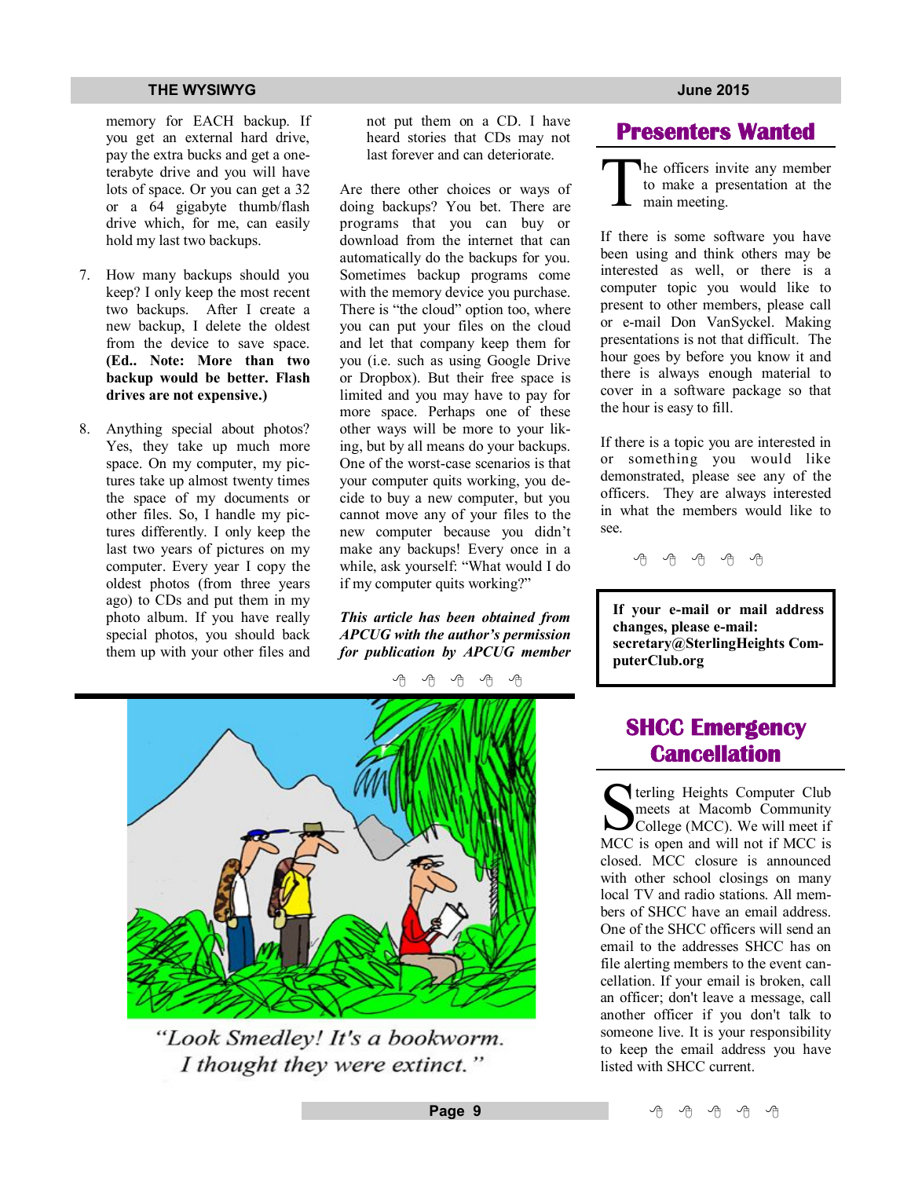memory for EACH backup. If you get an external hard drive, pay the extra bucks and get a one-terabyte drive and you will have lots of space. Or you can get a 32 or a 64 gigabyte thumb/flash drive which, for me, can easily hold my last two backups.

7. How many backups should you keep? I only keep the most recent two backups. After I create a new backup, I delete the oldest from the device to save space. **(Ed.. Note: More than two backup would be better. Flash drives are not expensive.)**

8. Anything special about photos? Yes, they take up much more space. On my computer, my pictures take up almost twenty times the space of my documents or other files. So, I handle my pictures differently. I only keep the last two years of pictures on my computer. Every year I copy the oldest photos (from three years ago) to CDs and put them in my photo album. If you have really special photos, you should back them up with your other files and not put them on a CD. I have heard stories that CDs may not last forever and can deteriorate.

Are there other choices or ways of doing backups? You bet. There are programs that you can buy or download from the internet that can automatically do the backups for you. Sometimes backup programs come with the memory device you purchase. There is "the cloud" option too, where you can put your files on the cloud and let that company keep them for you (i.e. such as using Google Drive or Dropbox). But their free space is limited and you may have to pay for more space. Perhaps one of these other ways will be more to your liking, but by all means do your backups. One of the worst-case scenarios is that your computer quits working, you decide to buy a new computer, but you cannot move any of your files to the new computer because you didn't make any backups! Every once in a while, ask yourself: "What would I do if my computer quits working?"

***This article has been obtained from APCUG with the author's permission for publication by APCUG member***

"Look Smedley! It's a bookworm. I thought they were extinct."

## Presenters Wanted

The officers invite any member to make a presentation at the main meeting.

If there is some software you have been using and think others may be interested as well, or there is a computer topic you would like to present to other members, please call or e-mail Don VanSyckel. Making presentations is not that difficult. The hour goes by before you know it and there is always enough material to cover in a software package so that the hour is easy to fill.

If there is a topic you are interested in or something you would like demonstrated, please see any of the officers. They are always interested in what the members would like to see.

**If your e-mail or mail address changes, please e-mail: secretary@SterlingHeightsComputerClub.org**

## SHCC Emergency Cancellation

Sterling Heights Computer Club meets at Macomb Community College (MCC). We will meet if MCC is open and will not if MCC is closed. MCC closure is announced with other school closings on many local TV and radio stations. All members of SHCC have an email address. One of the SHCC officers will send an email to the addresses SHCC has on file alerting members to the event cancellation. If your email is broken, call an officer; don't leave a message, call another officer if you don't talk to someone live. It is your responsibility to keep the email address you have listed with SHCC current.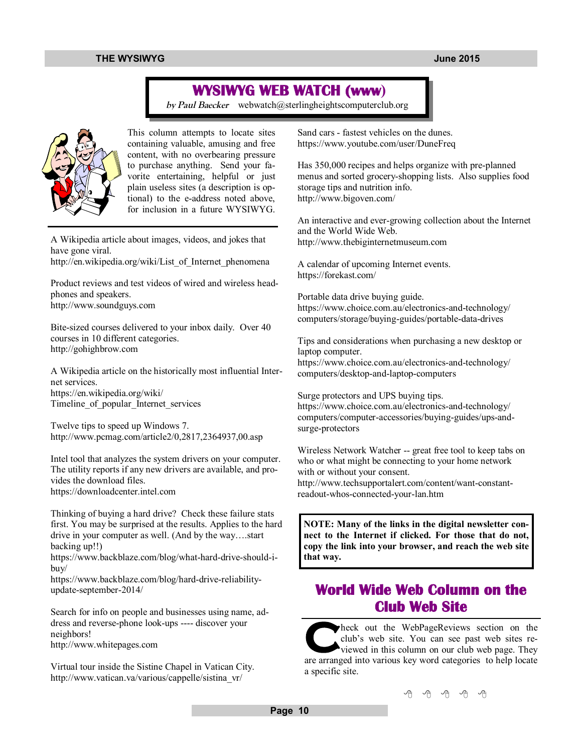# WYSIWYG WEB WATCH (www)

*by Paul Baecker* webwatch@sterlingheightscomputerclub.org

This column attempts to locate sites containing valuable, amusing and free content, with no overbearing pressure to purchase anything. Send your favorite entertaining, helpful or just plain useless sites (a description is optional) to the e-address noted above, for inclusion in a future WYSIWYG.

---

A Wikipedia article about images, videos, and jokes that have gone viral.
http://en.wikipedia.org/wiki/List_of_Internet_phenomena

Product reviews and test videos of wired and wireless headphones and speakers.
http://www.soundguys.com

Bite-sized courses delivered to your inbox daily. Over 40 courses in 10 different categories.
http://gohighbrow.com

A Wikipedia article on the historically most influential Internet services.
https://en.wikipedia.org/wiki/Timeline_of_popular_Internet_services

Twelve tips to speed up Windows 7.
http://www.pcmag.com/article2/0,2817,2364937,00.asp

Intel tool that analyzes the system drivers on your computer. The utility reports if any new drivers are available, and provides the download files.
https://downloadcenter.intel.com

Thinking of buying a hard drive? Check these failure stats first. You may be surprised at the results. Applies to the hard drive in your computer as well. (And by the way….start backing up!!)
https://www.backblaze.com/blog/what-hard-drive-should-i-buy/
https://www.backblaze.com/blog/hard-drive-reliability-update-september-2014/

Search for info on people and businesses using name, address and reverse-phone look-ups ---- discover your neighbors!
http://www.whitepages.com

Virtual tour inside the Sistine Chapel in Vatican City.
http://www.vatican.va/various/cappelle/sistina_vr/

Sand cars - fastest vehicles on the dunes.
https://www.youtube.com/user/DuneFreq

Has 350,000 recipes and helps organize with pre-planned menus and sorted grocery-shopping lists. Also supplies food storage tips and nutrition info.
http://www.bigoven.com/

An interactive and ever-growing collection about the Internet and the World Wide Web.
http://www.thebiginternetmuseum.com

A calendar of upcoming Internet events.
https://forekast.com/

Portable data drive buying guide.
https://www.choice.com.au/electronics-and-technology/computers/storage/buying-guides/portable-data-drives

Tips and considerations when purchasing a new desktop or laptop computer.
https://www.choice.com.au/electronics-and-technology/computers/desktop-and-laptop-computers

Surge protectors and UPS buying tips.
https://www.choice.com.au/electronics-and-technology/computers/computer-accessories/buying-guides/ups-and-surge-protectors

Wireless Network Watcher -- great free tool to keep tabs on who or what might be connecting to your home network with or without your consent.
http://www.techsupportalert.com/content/want-constant-readout-whos-connected-your-lan.htm

**NOTE: Many of the links in the digital newsletter connect to the Internet if clicked. For those that do not, copy the link into your browser, and reach the web site that way.**

## World Wide Web Column on the Club Web Site

Check out the WebPageReviews section on the club's web site. You can see past web sites reviewed in this column on our club web page. They are arranged into various key word categories to help locate a specific site.